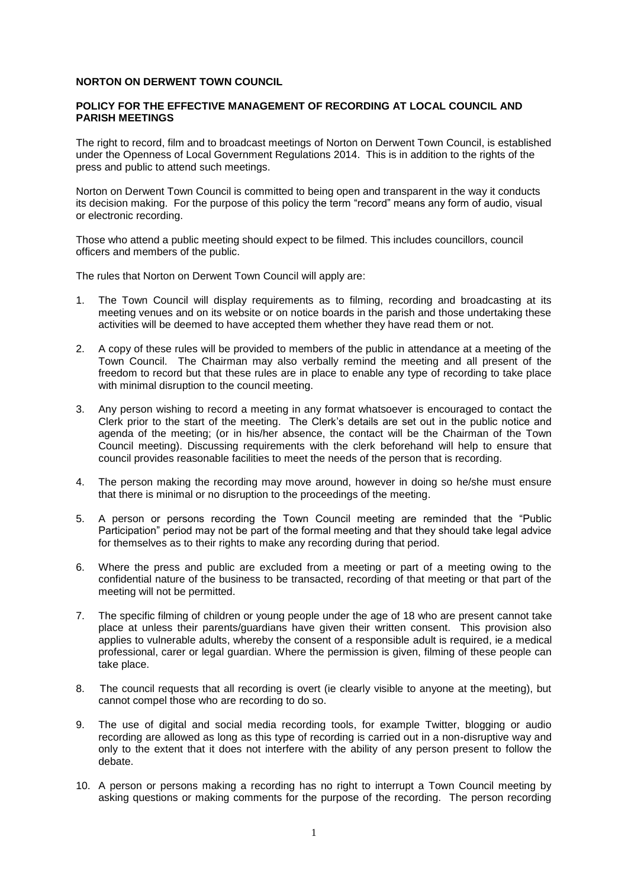**NORTON ON DERWENT TOWN COUNCIL**

**POLICY FOR THE EFFECTIVE MANAGEMENT OF RECORDING AT LOCAL COUNCIL AND PARISH MEETINGS**

The right to record, film and to broadcast meetings of Norton on Derwent Town Council, is established under the Openness of Local Government Regulations 2014. This is in addition to the rights of the press and public to attend such meetings.

Norton on Derwent Town Council is committed to being open and transparent in the way it conducts its decision making. For the purpose of this policy the term "record" means any form of audio, visual or electronic recording.

Those who attend a public meeting should expect to be filmed. This includes councillors, council officers and members of the public.

The rules that Norton on Derwent Town Council will apply are:

1. The Town Council will display requirements as to filming, recording and broadcasting at its meeting venues and on its website or on notice boards in the parish and those undertaking these activities will be deemed to have accepted them whether they have read them or not.

2. A copy of these rules will be provided to members of the public in attendance at a meeting of the Town Council. The Chairman may also verbally remind the meeting and all present of the freedom to record but that these rules are in place to enable any type of recording to take place with minimal disruption to the council meeting.

3. Any person wishing to record a meeting in any format whatsoever is encouraged to contact the Clerk prior to the start of the meeting. The Clerk's details are set out in the public notice and agenda of the meeting; (or in his/her absence, the contact will be the Chairman of the Town Council meeting). Discussing requirements with the clerk beforehand will help to ensure that council provides reasonable facilities to meet the needs of the person that is recording.

4. The person making the recording may move around, however in doing so he/she must ensure that there is minimal or no disruption to the proceedings of the meeting.

5. A person or persons recording the Town Council meeting are reminded that the "Public Participation" period may not be part of the formal meeting and that they should take legal advice for themselves as to their rights to make any recording during that period.

6. Where the press and public are excluded from a meeting or part of a meeting owing to the confidential nature of the business to be transacted, recording of that meeting or that part of the meeting will not be permitted.

7. The specific filming of children or young people under the age of 18 who are present cannot take place at unless their parents/guardians have given their written consent. This provision also applies to vulnerable adults, whereby the consent of a responsible adult is required, ie a medical professional, carer or legal guardian. Where the permission is given, filming of these people can take place.

8. The council requests that all recording is overt (ie clearly visible to anyone at the meeting), but cannot compel those who are recording to do so.

9. The use of digital and social media recording tools, for example Twitter, blogging or audio recording are allowed as long as this type of recording is carried out in a non-disruptive way and only to the extent that it does not interfere with the ability of any person present to follow the debate.

10. A person or persons making a recording has no right to interrupt a Town Council meeting by asking questions or making comments for the purpose of the recording. The person recording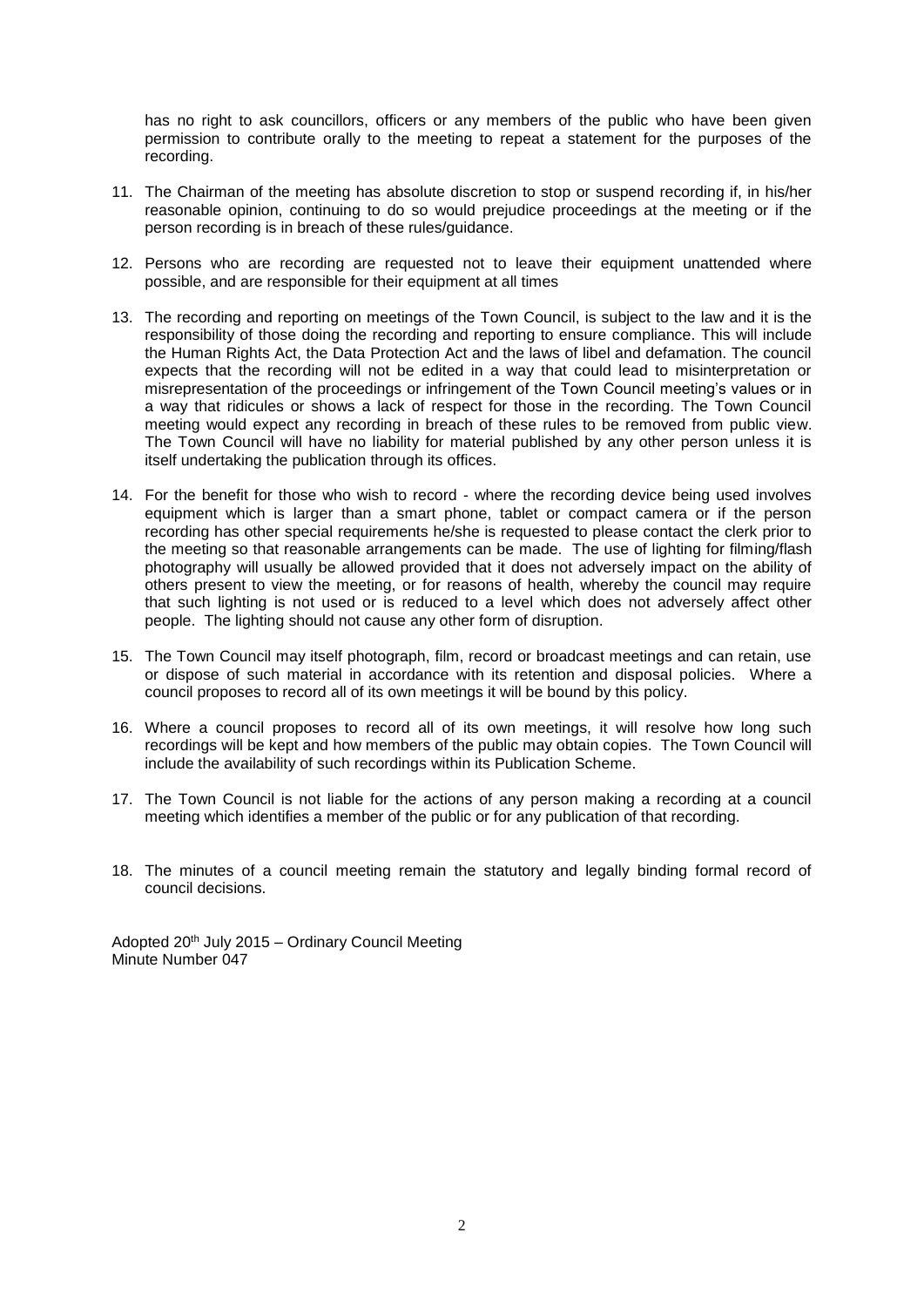has no right to ask councillors, officers or any members of the public who have been given permission to contribute orally to the meeting to repeat a statement for the purposes of the recording.

11. The Chairman of the meeting has absolute discretion to stop or suspend recording if, in his/her reasonable opinion, continuing to do so would prejudice proceedings at the meeting or if the person recording is in breach of these rules/guidance.

12. Persons who are recording are requested not to leave their equipment unattended where possible, and are responsible for their equipment at all times

13. The recording and reporting on meetings of the Town Council, is subject to the law and it is the responsibility of those doing the recording and reporting to ensure compliance. This will include the Human Rights Act, the Data Protection Act and the laws of libel and defamation. The council expects that the recording will not be edited in a way that could lead to misinterpretation or misrepresentation of the proceedings or infringement of the Town Council meeting's values or in a way that ridicules or shows a lack of respect for those in the recording. The Town Council meeting would expect any recording in breach of these rules to be removed from public view. The Town Council will have no liability for material published by any other person unless it is itself undertaking the publication through its offices.

14. For the benefit for those who wish to record - where the recording device being used involves equipment which is larger than a smart phone, tablet or compact camera or if the person recording has other special requirements he/she is requested to please contact the clerk prior to the meeting so that reasonable arrangements can be made. The use of lighting for filming/flash photography will usually be allowed provided that it does not adversely impact on the ability of others present to view the meeting, or for reasons of health, whereby the council may require that such lighting is not used or is reduced to a level which does not adversely affect other people. The lighting should not cause any other form of disruption.

15. The Town Council may itself photograph, film, record or broadcast meetings and can retain, use or dispose of such material in accordance with its retention and disposal policies. Where a council proposes to record all of its own meetings it will be bound by this policy.

16. Where a council proposes to record all of its own meetings, it will resolve how long such recordings will be kept and how members of the public may obtain copies. The Town Council will include the availability of such recordings within its Publication Scheme.

17. The Town Council is not liable for the actions of any person making a recording at a council meeting which identifies a member of the public or for any publication of that recording.

18. The minutes of a council meeting remain the statutory and legally binding formal record of council decisions.

Adopted 20th July 2015 – Ordinary Council Meeting
Minute Number 047